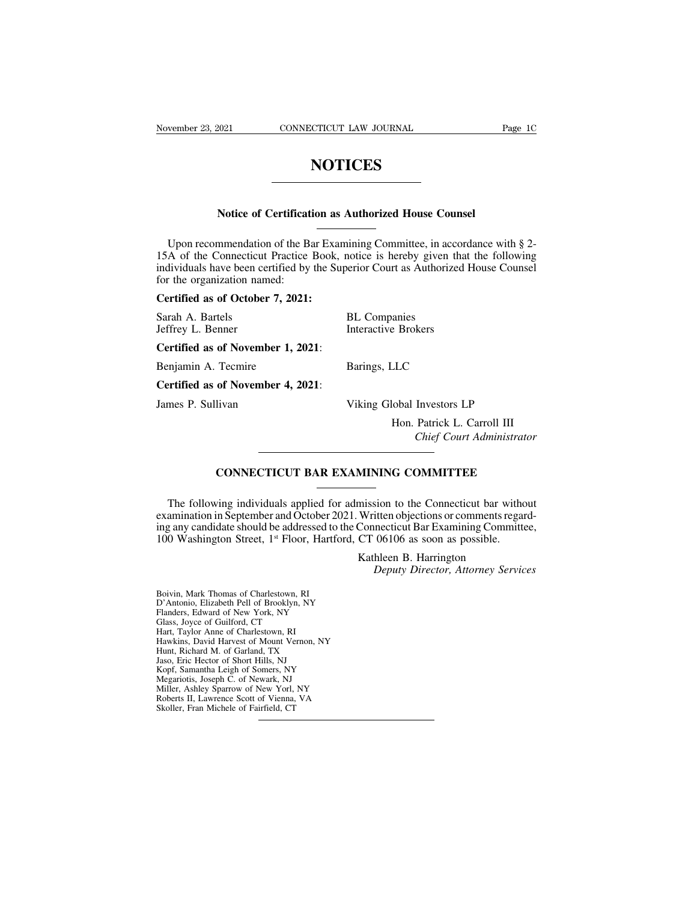# NOTICES

## Notice of Certification as Authorized House Counsel

Upon recommendation of the Bar Examining Committee, in accordance with § 2-15A of the Connecticut Practice Book, notice is hereby given that the following individuals have been certified by the Superior Court as Authorized House Counsel for the organization named:

**Certified as of October 7, 2021:**

| | |
|---|---|
| Sarah A. Bartels | BL Companies |
| Jeffrey L. Benner | Interactive Brokers |

**Certified as of November 1, 2021:**

| | |
|---|---|
| Benjamin A. Tecmire | Barings, LLC |

**Certified as of November 4, 2021:**

| | |
|---|---|
| James P. Sullivan | Viking Global Investors LP |

Hon. Patrick L. Carroll III
*Chief Court Administrator*

## CONNECTICUT BAR EXAMINING COMMITTEE

The following individuals applied for admission to the Connecticut bar without examination in September and October 2021. Written objections or comments regarding any candidate should be addressed to the Connecticut Bar Examining Committee, 100 Washington Street, 1st Floor, Hartford, CT 06106 as soon as possible.

Kathleen B. Harrington
*Deputy Director, Attorney Services*

Boivin, Mark Thomas of Charlestown, RI
D'Antonio, Elizabeth Pell of Brooklyn, NY
Flanders, Edward of New York, NY
Glass, Joyce of Guilford, CT
Hart, Taylor Anne of Charlestown, RI
Hawkins, David Harvest of Mount Vernon, NY
Hunt, Richard M. of Garland, TX
Jaso, Eric Hector of Short Hills, NJ
Kopf, Samantha Leigh of Somers, NY
Megariotis, Joseph C. of Newark, NJ
Miller, Ashley Sparrow of New Yorl, NY
Roberts II, Lawrence Scott of Vienna, VA
Skoller, Fran Michele of Fairfield, CT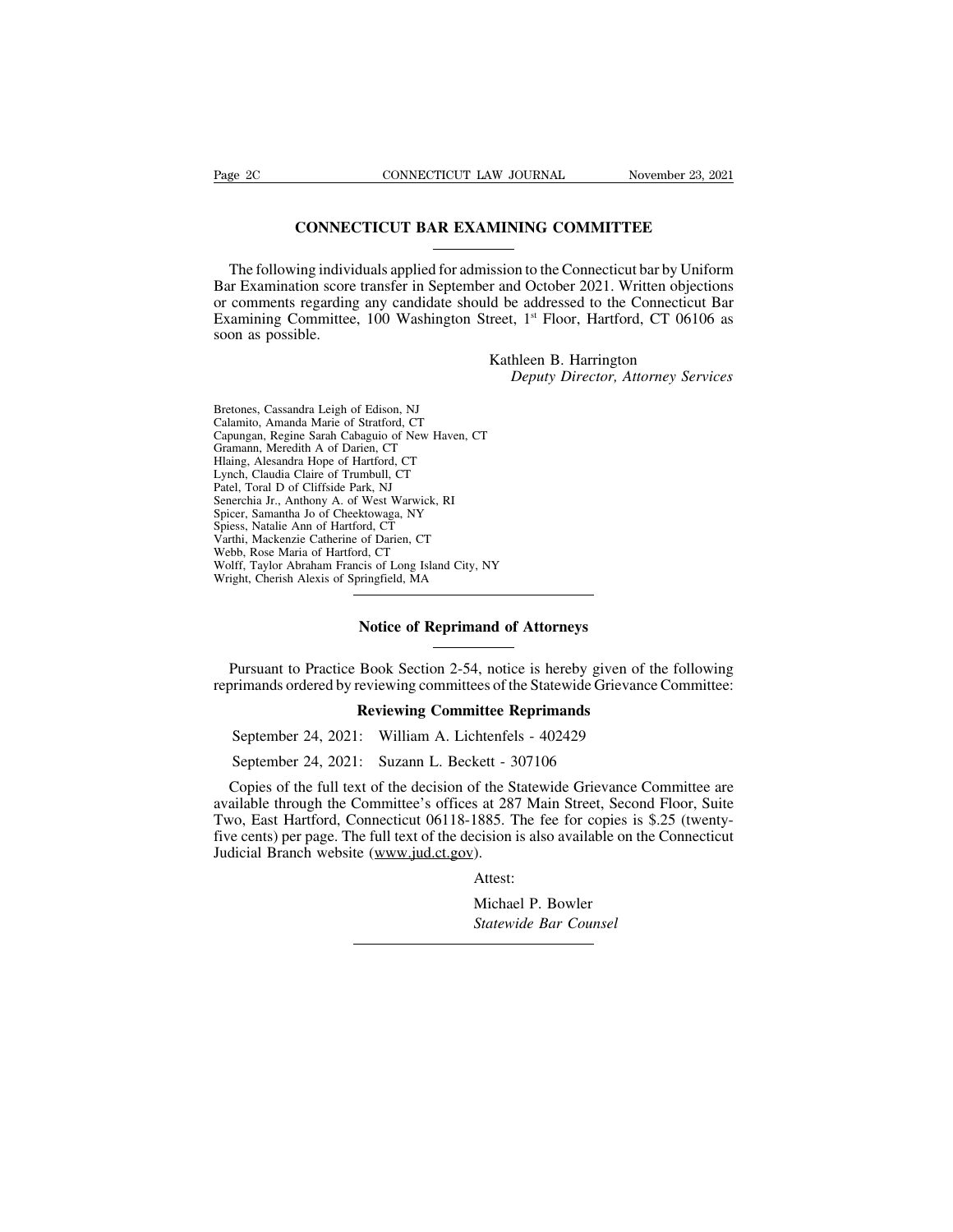## CONNECTICUT BAR EXAMINING COMMITTEE

The following individuals applied for admission to the Connecticut bar by Uniform Bar Examination score transfer in September and October 2021. Written objections or comments regarding any candidate should be addressed to the Connecticut Bar Examining Committee, 100 Washington Street, 1st Floor, Hartford, CT 06106 as soon as possible.

Kathleen B. Harrington
*Deputy Director, Attorney Services*

Bretones, Cassandra Leigh of Edison, NJ
Calamito, Amanda Marie of Stratford, CT
Capungan, Regine Sarah Cabaguio of New Haven, CT
Gramann, Meredith A of Darien, CT
Hlaing, Alesandra Hope of Hartford, CT
Lynch, Claudia Claire of Trumbull, CT
Patel, Toral D of Cliffside Park, NJ
Senerchia Jr., Anthony A. of West Warwick, RI
Spicer, Samantha Jo of Cheektowaga, NY
Spiess, Natalie Ann of Hartford, CT
Varthi, Mackenzie Catherine of Darien, CT
Webb, Rose Maria of Hartford, CT
Wolff, Taylor Abraham Francis of Long Island City, NY
Wright, Cherish Alexis of Springfield, MA

---

## Notice of Reprimand of Attorneys

Pursuant to Practice Book Section 2-54, notice is hereby given of the following reprimands ordered by reviewing committees of the Statewide Grievance Committee:

### Reviewing Committee Reprimands

September 24, 2021: William A. Lichtenfels - 402429

September 24, 2021: Suzann L. Beckett - 307106

Copies of the full text of the decision of the Statewide Grievance Committee are available through the Committee's offices at 287 Main Street, Second Floor, Suite Two, East Hartford, Connecticut 06118-1885. The fee for copies is $.25 (twenty-five cents) per page. The full text of the decision is also available on the Connecticut Judicial Branch website (www.jud.ct.gov).

Attest:

Michael P. Bowler
*Statewide Bar Counsel*